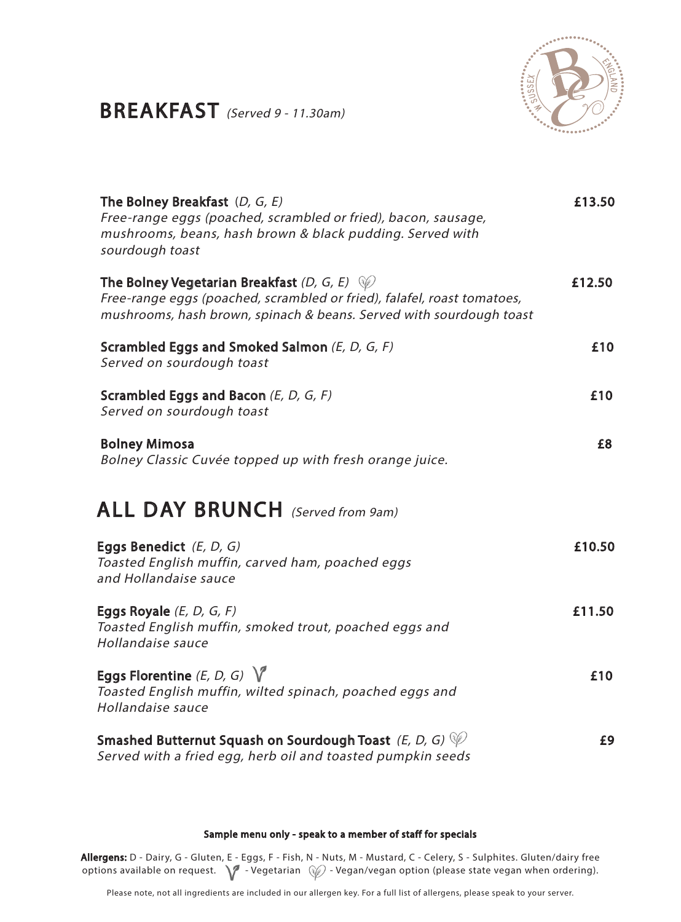# BREAKFAST *(Served 9 - 11.30am)*

**The Bolney Breakfast** *(D, G, E)* — **£13.50**
*Free-range eggs (poached, scrambled or fried), bacon, sausage, mushrooms, beans, hash brown & black pudding. Served with sourdough toast*

**The Bolney Vegetarian Breakfast** *(D, G, E)* — **£12.50**
*Free-range eggs (poached, scrambled or fried), falafel, roast tomatoes, mushrooms, hash brown, spinach & beans. Served with sourdough toast*

**Scrambled Eggs and Smoked Salmon** *(E, D, G, F)* — **£10**
*Served on sourdough toast*

**Scrambled Eggs and Bacon** *(E, D, G, F)* — **£10**
*Served on sourdough toast*

**Bolney Mimosa** — **£8**
*Bolney Classic Cuvée topped up with fresh orange juice.*

# ALL DAY BRUNCH *(Served from 9am)*

**Eggs Benedict** *(E, D, G)* — **£10.50**
*Toasted English muffin, carved ham, poached eggs and Hollandaise sauce*

**Eggs Royale** *(E, D, G, F)* — **£11.50**
*Toasted English muffin, smoked trout, poached eggs and Hollandaise sauce*

**Eggs Florentine** *(E, D, G)* — **£10**
*Toasted English muffin, wilted spinach, poached eggs and Hollandaise sauce*

**Smashed Butternut Squash on Sourdough Toast** *(E, D, G)* — **£9**
*Served with a fried egg, herb oil and toasted pumpkin seeds*

**Sample menu only - speak to a member of staff for specials**

**Allergens:** D - Dairy, G - Gluten, E - Eggs, F - Fish, N - Nuts, M - Mustard, C - Celery, S - Sulphites. Gluten/dairy free options available on request. V - Vegetarian, Vegan/vegan option (please state vegan when ordering).

Please note, not all ingredients are included in our allergen key. For a full list of allergens, please speak to your server.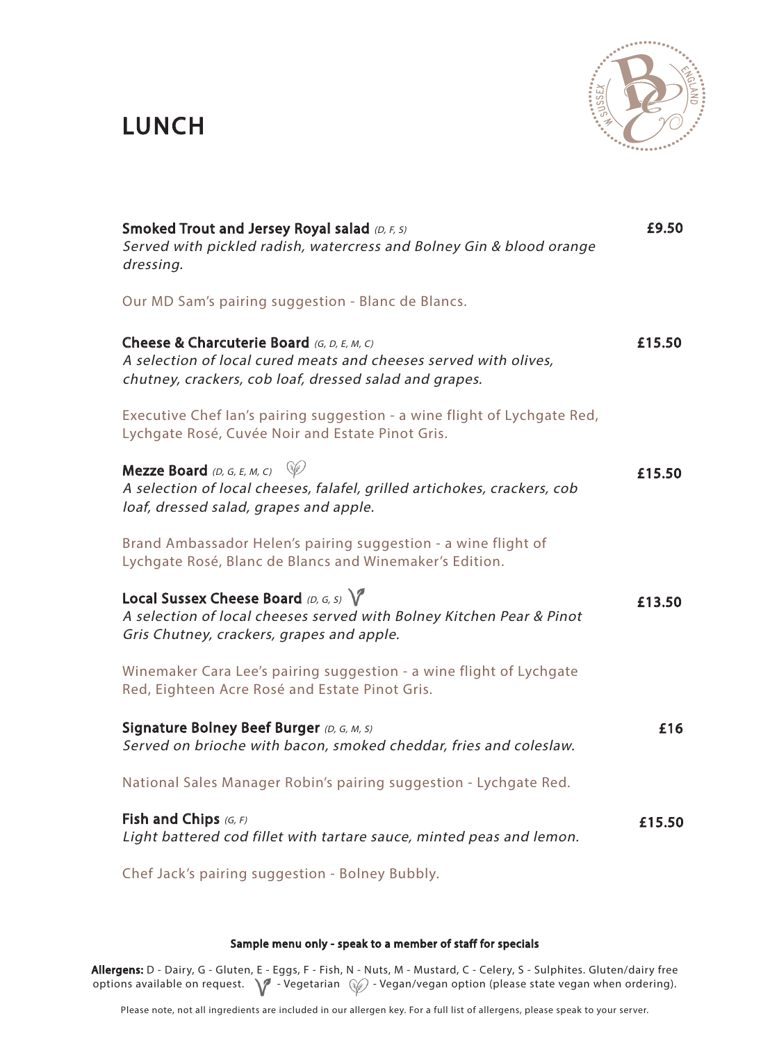# LUNCH

**Smoked Trout and Jersey Royal salad** *(D, F, S)* — **£9.50**
*Served with pickled radish, watercress and Bolney Gin & blood orange dressing.*

Our MD Sam's pairing suggestion - Blanc de Blancs.

**Cheese & Charcuterie Board** *(G, D, E, M, C)* — **£15.50**
*A selection of local cured meats and cheeses served with olives, chutney, crackers, cob loaf, dressed salad and grapes.*

Executive Chef Ian's pairing suggestion - a wine flight of Lychgate Red, Lychgate Rosé, Cuvée Noir and Estate Pinot Gris.

**Mezze Board** *(D, G, E, M, C)* (Vegan option) — **£15.50**
*A selection of local cheeses, falafel, grilled artichokes, crackers, cob loaf, dressed salad, grapes and apple.*

Brand Ambassador Helen's pairing suggestion - a wine flight of Lychgate Rosé, Blanc de Blancs and Winemaker's Edition.

**Local Sussex Cheese Board** *(D, G, S)* (Vegetarian) — **£13.50**
*A selection of local cheeses served with Bolney Kitchen Pear & Pinot Gris Chutney, crackers, grapes and apple.*

Winemaker Cara Lee's pairing suggestion - a wine flight of Lychgate Red, Eighteen Acre Rosé and Estate Pinot Gris.

**Signature Bolney Beef Burger** *(D, G, M, S)* — **£16**
*Served on brioche with bacon, smoked cheddar, fries and coleslaw.*

National Sales Manager Robin's pairing suggestion - Lychgate Red.

**Fish and Chips** *(G, F)* — **£15.50**
*Light battered cod fillet with tartare sauce, minted peas and lemon.*

Chef Jack's pairing suggestion - Bolney Bubbly.

**Sample menu only - speak to a member of staff for specials**

**Allergens:** D - Dairy, G - Gluten, E - Eggs, F - Fish, N - Nuts, M - Mustard, C - Celery, S - Sulphites. Gluten/dairy free options available on request. (V) - Vegetarian (VG) - Vegan/vegan option (please state vegan when ordering).

Please note, not all ingredients are included in our allergen key. For a full list of allergens, please speak to your server.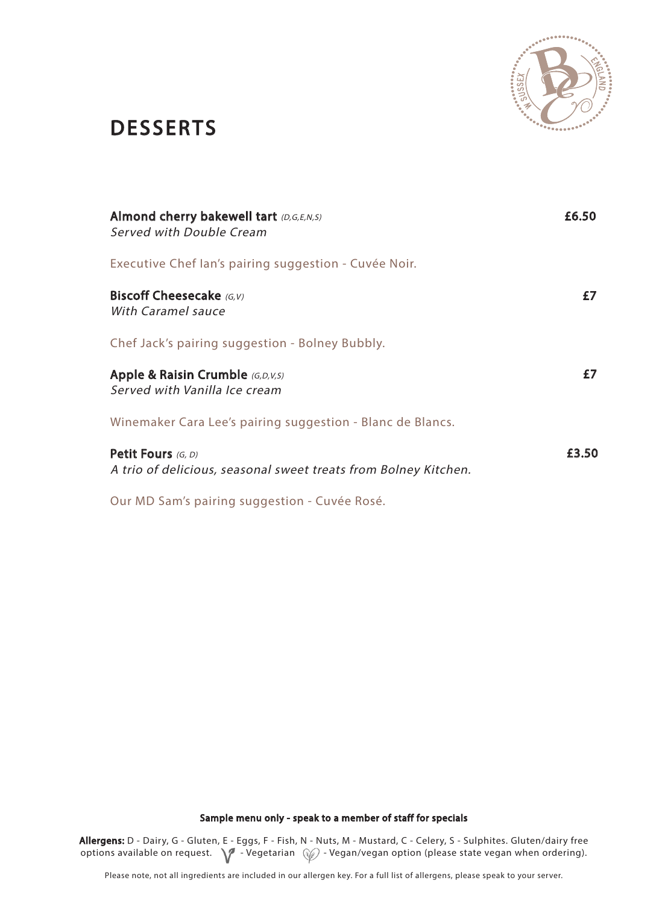# DESSERTS

**Almond cherry bakewell tart** *(D,G,E,N,S)* **£6.50**
*Served with Double Cream*

Executive Chef Ian's pairing suggestion - Cuvée Noir.

**Biscoff Cheesecake** *(G,V)* **£7**
*With Caramel sauce*

Chef Jack's pairing suggestion - Bolney Bubbly.

**Apple & Raisin Crumble** *(G,D,V,S)* **£7**
*Served with Vanilla Ice cream*

Winemaker Cara Lee's pairing suggestion - Blanc de Blancs.

**Petit Fours** *(G, D)* **£3.50**
*A trio of delicious, seasonal sweet treats from Bolney Kitchen.*

Our MD Sam's pairing suggestion - Cuvée Rosé.

**Sample menu only - speak to a member of staff for specials**

**Allergens:** D - Dairy, G - Gluten, E - Eggs, F - Fish, N - Nuts, M - Mustard, C - Celery, S - Sulphites. Gluten/dairy free options available on request. V - Vegetarian, Vegan/vegan option (please state vegan when ordering).

Please note, not all ingredients are included in our allergen key. For a full list of allergens, please speak to your server.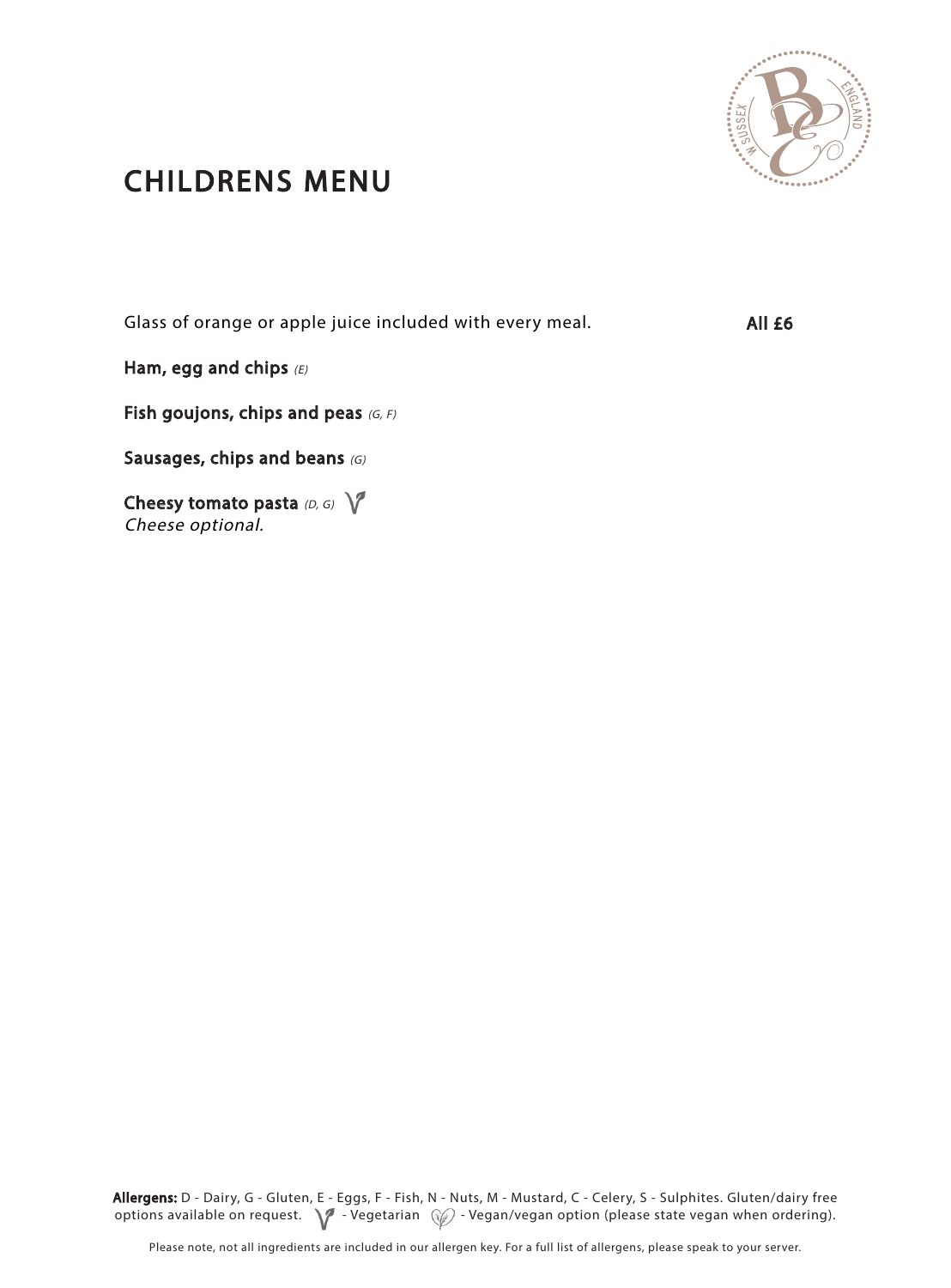# CHILDRENS MENU

Glass of orange or apple juice included with every meal. **All £6**

**Ham, egg and chips** *(E)*

**Fish goujons, chips and peas** *(G, F)*

**Sausages, chips and beans** *(G)*

**Cheesy tomato pasta** *(D, G)* (V)
*Cheese optional.*

**Allergens:** D - Dairy, G - Gluten, E - Eggs, F - Fish, N - Nuts, M - Mustard, C - Celery, S - Sulphites. Gluten/dairy free options available on request. (V) - Vegetarian (VG) - Vegan/vegan option (please state vegan when ordering).

Please note, not all ingredients are included in our allergen key. For a full list of allergens, please speak to your server.